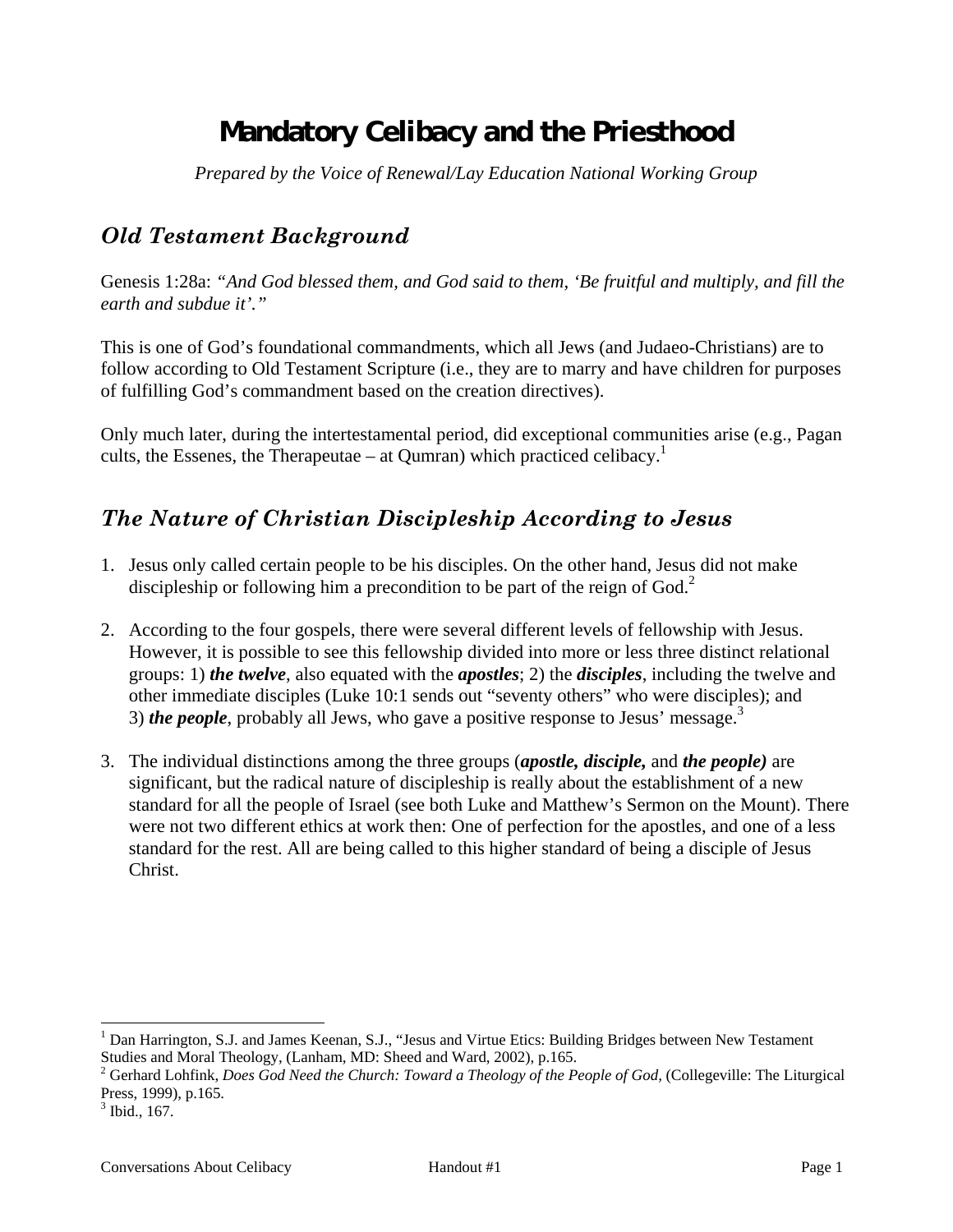# Mandatory Celibacy and the Priesthood

*Prepared by the Voice of Renewal/Lay Education National Working Group*

## *Old Testament Background*

Genesis 1:28a: *"And God blessed them, and God said to them, 'Be fruitful and multiply, and fill the earth and subdue it'."*

This is one of God's foundational commandments, which all Jews (and Judaeo-Christians) are to follow according to Old Testament Scripture (i.e., they are to marry and have children for purposes of fulfilling God's commandment based on the creation directives).

Only much later, during the intertestamental period, did exceptional communities arise (e.g., Pagan cults, the Essenes, the Therapeutae – at Qumran) which practiced celibacy.[1]

## *The Nature of Christian Discipleship According to Jesus*

1. Jesus only called certain people to be his disciples. On the other hand, Jesus did not make discipleship or following him a precondition to be part of the reign of God.[2]

2. According to the four gospels, there were several different levels of fellowship with Jesus. However, it is possible to see this fellowship divided into more or less three distinct relational groups: 1) ***the twelve***, also equated with the ***apostles***; 2) the ***disciples***, including the twelve and other immediate disciples (Luke 10:1 sends out "seventy others" who were disciples); and 3) ***the people***, probably all Jews, who gave a positive response to Jesus' message.[3]

3. The individual distinctions among the three groups (***apostle, disciple,*** and ***the people)*** are significant, but the radical nature of discipleship is really about the establishment of a new standard for all the people of Israel (see both Luke and Matthew's Sermon on the Mount). There were not two different ethics at work then: One of perfection for the apostles, and one of a less standard for the rest. All are being called to this higher standard of being a disciple of Jesus Christ.

---

[1] Dan Harrington, S.J. and James Keenan, S.J., "Jesus and Virtue Etics: Building Bridges between New Testament Studies and Moral Theology, (Lanham, MD: Sheed and Ward, 2002), p.165.

[2] Gerhard Lohfink, *Does God Need the Church: Toward a Theology of the People of God*, (Collegeville: The Liturgical Press, 1999), p.165.

[3] Ibid., 167.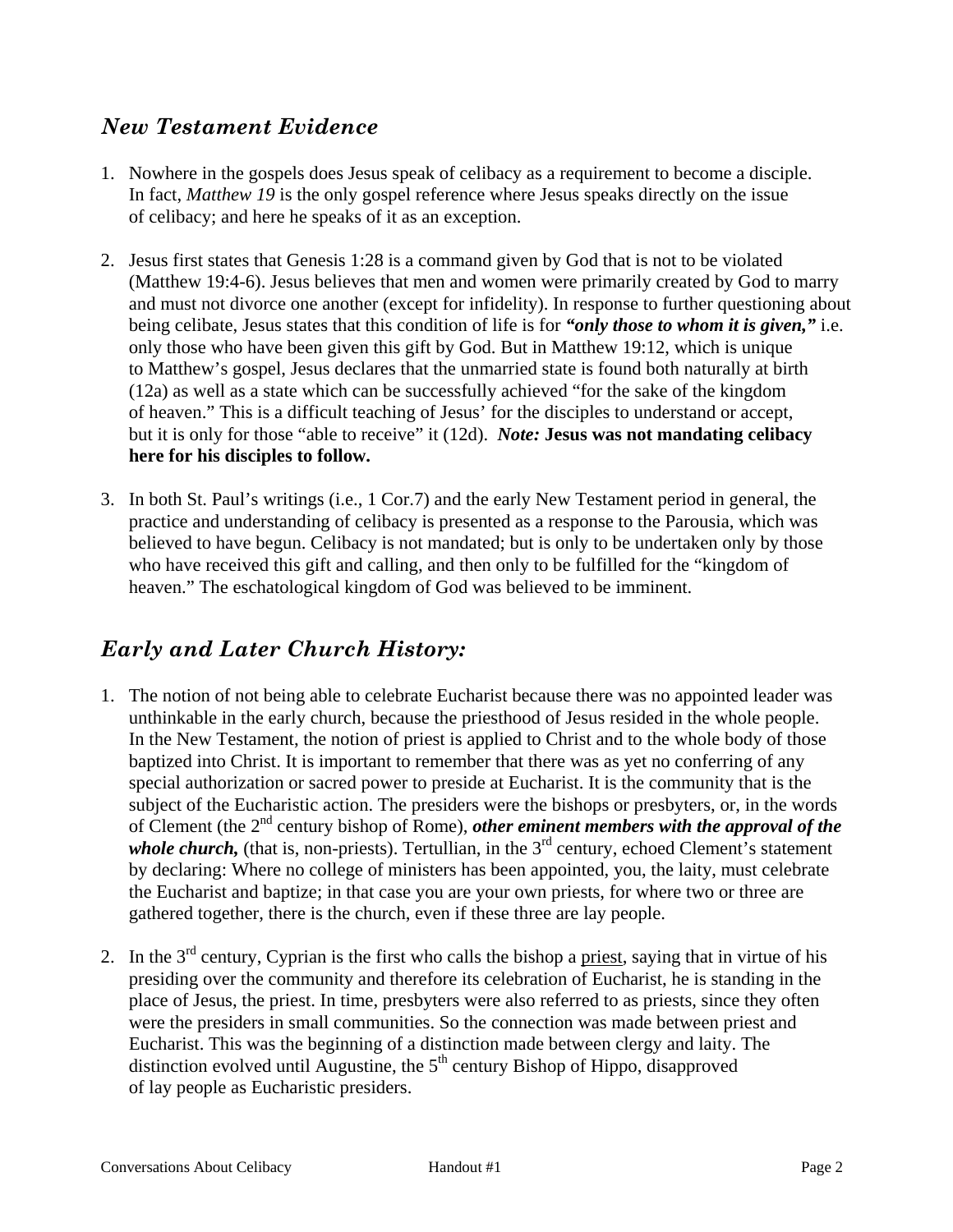## *New Testament Evidence*

1. Nowhere in the gospels does Jesus speak of celibacy as a requirement to become a disciple. In fact, *Matthew 19* is the only gospel reference where Jesus speaks directly on the issue of celibacy; and here he speaks of it as an exception.

2. Jesus first states that Genesis 1:28 is a command given by God that is not to be violated (Matthew 19:4-6). Jesus believes that men and women were primarily created by God to marry and must not divorce one another (except for infidelity). In response to further questioning about being celibate, Jesus states that this condition of life is for ***"only those to whom it is given,"*** i.e. only those who have been given this gift by God. But in Matthew 19:12, which is unique to Matthew's gospel, Jesus declares that the unmarried state is found both naturally at birth (12a) as well as a state which can be successfully achieved "for the sake of the kingdom of heaven." This is a difficult teaching of Jesus' for the disciples to understand or accept, but it is only for those "able to receive" it (12d). ***Note:*** **Jesus was not mandating celibacy here for his disciples to follow.**

3. In both St. Paul's writings (i.e., 1 Cor.7) and the early New Testament period in general, the practice and understanding of celibacy is presented as a response to the Parousia, which was believed to have begun. Celibacy is not mandated; but is only to be undertaken only by those who have received this gift and calling, and then only to be fulfilled for the "kingdom of heaven." The eschatological kingdom of God was believed to be imminent.

## *Early and Later Church History:*

1. The notion of not being able to celebrate Eucharist because there was no appointed leader was unthinkable in the early church, because the priesthood of Jesus resided in the whole people. In the New Testament, the notion of priest is applied to Christ and to the whole body of those baptized into Christ. It is important to remember that there was as yet no conferring of any special authorization or sacred power to preside at Eucharist. It is the community that is the subject of the Eucharistic action. The presiders were the bishops or presbyters, or, in the words of Clement (the 2nd century bishop of Rome), ***other eminent members with the approval of the whole church,*** (that is, non-priests). Tertullian, in the 3rd century, echoed Clement's statement by declaring: Where no college of ministers has been appointed, you, the laity, must celebrate the Eucharist and baptize; in that case you are your own priests, for where two or three are gathered together, there is the church, even if these three are lay people.

2. In the 3rd century, Cyprian is the first who calls the bishop a <u>priest</u>, saying that in virtue of his presiding over the community and therefore its celebration of Eucharist, he is standing in the place of Jesus, the priest. In time, presbyters were also referred to as priests, since they often were the presiders in small communities. So the connection was made between priest and Eucharist. This was the beginning of a distinction made between clergy and laity. The distinction evolved until Augustine, the 5th century Bishop of Hippo, disapproved of lay people as Eucharistic presiders.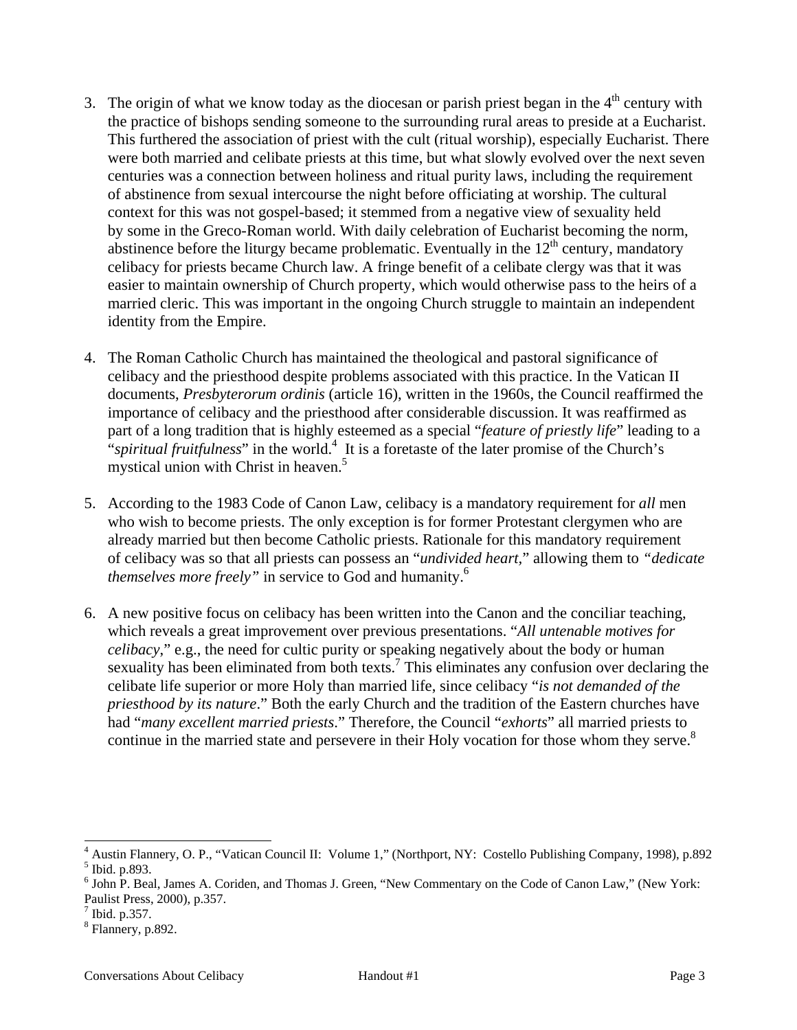3. The origin of what we know today as the diocesan or parish priest began in the 4th century with the practice of bishops sending someone to the surrounding rural areas to preside at a Eucharist. This furthered the association of priest with the cult (ritual worship), especially Eucharist. There were both married and celibate priests at this time, but what slowly evolved over the next seven centuries was a connection between holiness and ritual purity laws, including the requirement of abstinence from sexual intercourse the night before officiating at worship. The cultural context for this was not gospel-based; it stemmed from a negative view of sexuality held by some in the Greco-Roman world. With daily celebration of Eucharist becoming the norm, abstinence before the liturgy became problematic. Eventually in the 12th century, mandatory celibacy for priests became Church law. A fringe benefit of a celibate clergy was that it was easier to maintain ownership of Church property, which would otherwise pass to the heirs of a married cleric. This was important in the ongoing Church struggle to maintain an independent identity from the Empire.

4. The Roman Catholic Church has maintained the theological and pastoral significance of celibacy and the priesthood despite problems associated with this practice. In the Vatican II documents, *Presbyterorum ordinis* (article 16), written in the 1960s, the Council reaffirmed the importance of celibacy and the priesthood after considerable discussion. It was reaffirmed as part of a long tradition that is highly esteemed as a special "*feature of priestly life*" leading to a "*spiritual fruitfulness*" in the world.[4] It is a foretaste of the later promise of the Church's mystical union with Christ in heaven.[5]

5. According to the 1983 Code of Canon Law, celibacy is a mandatory requirement for *all* men who wish to become priests. The only exception is for former Protestant clergymen who are already married but then become Catholic priests. Rationale for this mandatory requirement of celibacy was so that all priests can possess an "*undivided heart*," allowing them to *"dedicate themselves more freely"* in service to God and humanity.[6]

6. A new positive focus on celibacy has been written into the Canon and the conciliar teaching, which reveals a great improvement over previous presentations. "*All untenable motives for celibacy*," e.g., the need for cultic purity or speaking negatively about the body or human sexuality has been eliminated from both texts.[7] This eliminates any confusion over declaring the celibate life superior or more Holy than married life, since celibacy "*is not demanded of the priesthood by its nature*." Both the early Church and the tradition of the Eastern churches have had "*many excellent married priests*." Therefore, the Council "*exhorts*" all married priests to continue in the married state and persevere in their Holy vocation for those whom they serve.[8]

---

[4] Austin Flannery, O. P., "Vatican Council II: Volume 1," (Northport, NY: Costello Publishing Company, 1998), p.892
[5] Ibid. p.893.
[6] John P. Beal, James A. Coriden, and Thomas J. Green, "New Commentary on the Code of Canon Law," (New York: Paulist Press, 2000), p.357.
[7] Ibid. p.357.
[8] Flannery, p.892.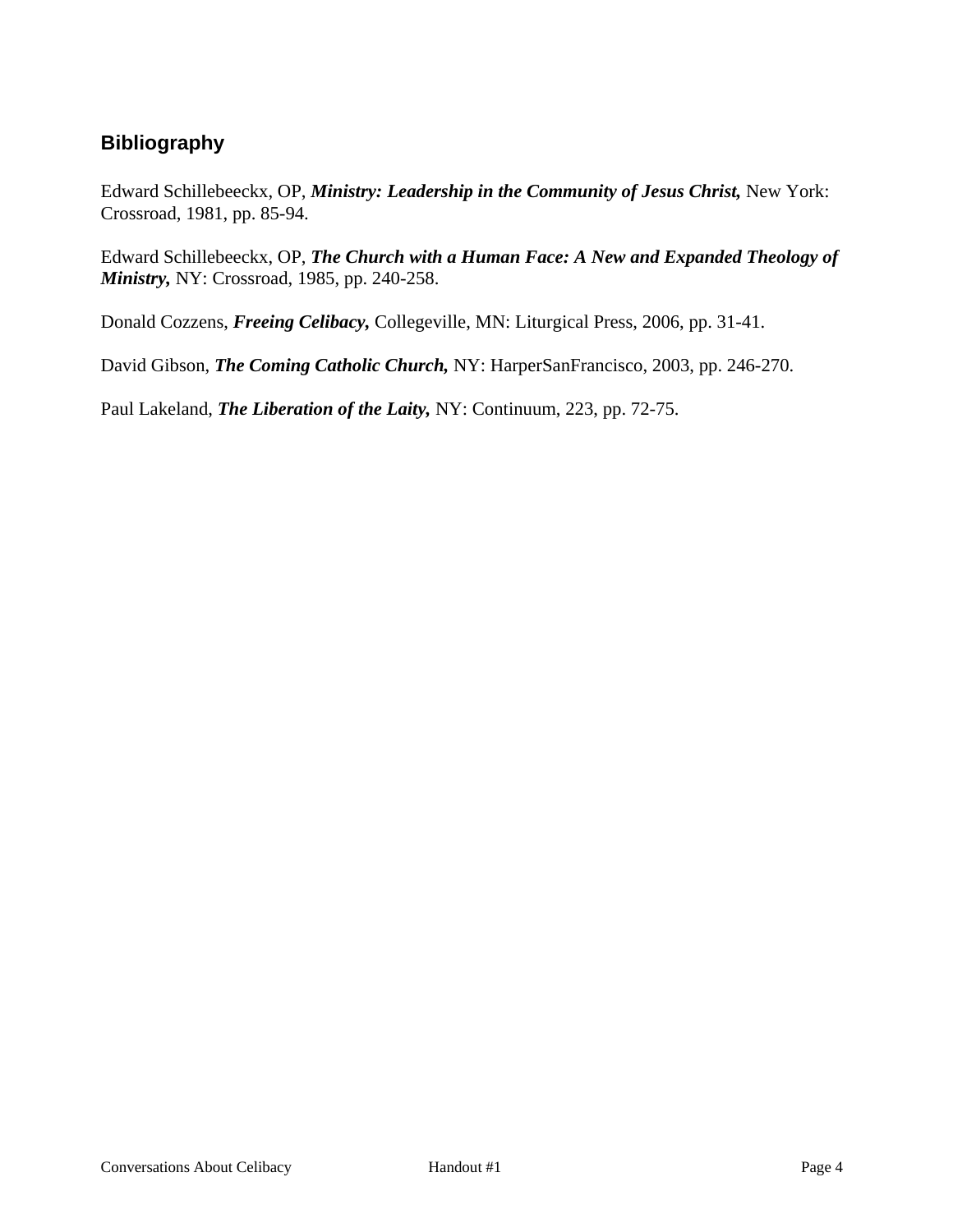## Bibliography

Edward Schillebeeckx, OP, ***Ministry: Leadership in the Community of Jesus Christ,*** New York: Crossroad, 1981, pp. 85-94.

Edward Schillebeeckx, OP, ***The Church with a Human Face: A New and Expanded Theology of Ministry,*** NY: Crossroad, 1985, pp. 240-258.

Donald Cozzens, ***Freeing Celibacy,*** Collegeville, MN: Liturgical Press, 2006, pp. 31-41.

David Gibson, ***The Coming Catholic Church,*** NY: HarperSanFrancisco, 2003, pp. 246-270.

Paul Lakeland, ***The Liberation of the Laity,*** NY: Continuum, 223, pp. 72-75.